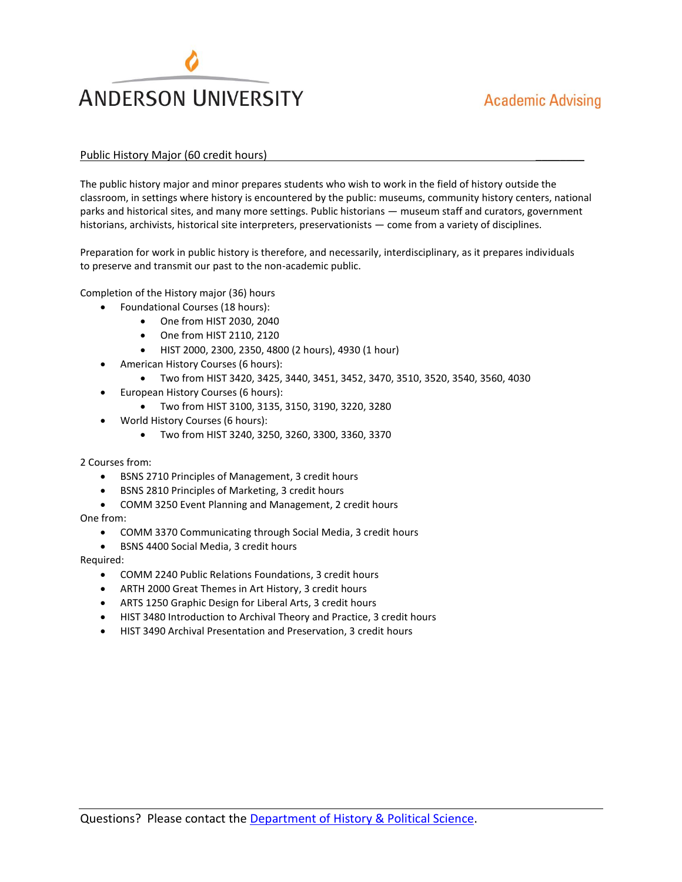ANDERSON UNIVERSITY

Academic Advising

## Public History Major (60 credit hours)

The public history major and minor prepares students who wish to work in the field of history outside the classroom, in settings where history is encountered by the public: museums, community history centers, national parks and historical sites, and many more settings. Public historians — museum staff and curators, government historians, archivists, historical site interpreters, preservationists — come from a variety of disciplines.

Preparation for work in public history is therefore, and necessarily, interdisciplinary, as it prepares individuals to preserve and transmit our past to the non-academic public.

Completion of the History major (36) hours

- Foundational Courses (18 hours):
  - One from HIST 2030, 2040
  - One from HIST 2110, 2120
  - HIST 2000, 2300, 2350, 4800 (2 hours), 4930 (1 hour)
- American History Courses (6 hours):
  - Two from HIST 3420, 3425, 3440, 3451, 3452, 3470, 3510, 3520, 3540, 3560, 4030
- European History Courses (6 hours):
  - Two from HIST 3100, 3135, 3150, 3190, 3220, 3280
- World History Courses (6 hours):
  - Two from HIST 3240, 3250, 3260, 3300, 3360, 3370

2 Courses from:

- BSNS 2710 Principles of Management, 3 credit hours
- BSNS 2810 Principles of Marketing, 3 credit hours
- COMM 3250 Event Planning and Management, 2 credit hours

One from:

- COMM 3370 Communicating through Social Media, 3 credit hours
- BSNS 4400 Social Media, 3 credit hours

Required:

- COMM 2240 Public Relations Foundations, 3 credit hours
- ARTH 2000 Great Themes in Art History, 3 credit hours
- ARTS 1250 Graphic Design for Liberal Arts, 3 credit hours
- HIST 3480 Introduction to Archival Theory and Practice, 3 credit hours
- HIST 3490 Archival Presentation and Preservation, 3 credit hours

Questions? Please contact the Department of History & Political Science.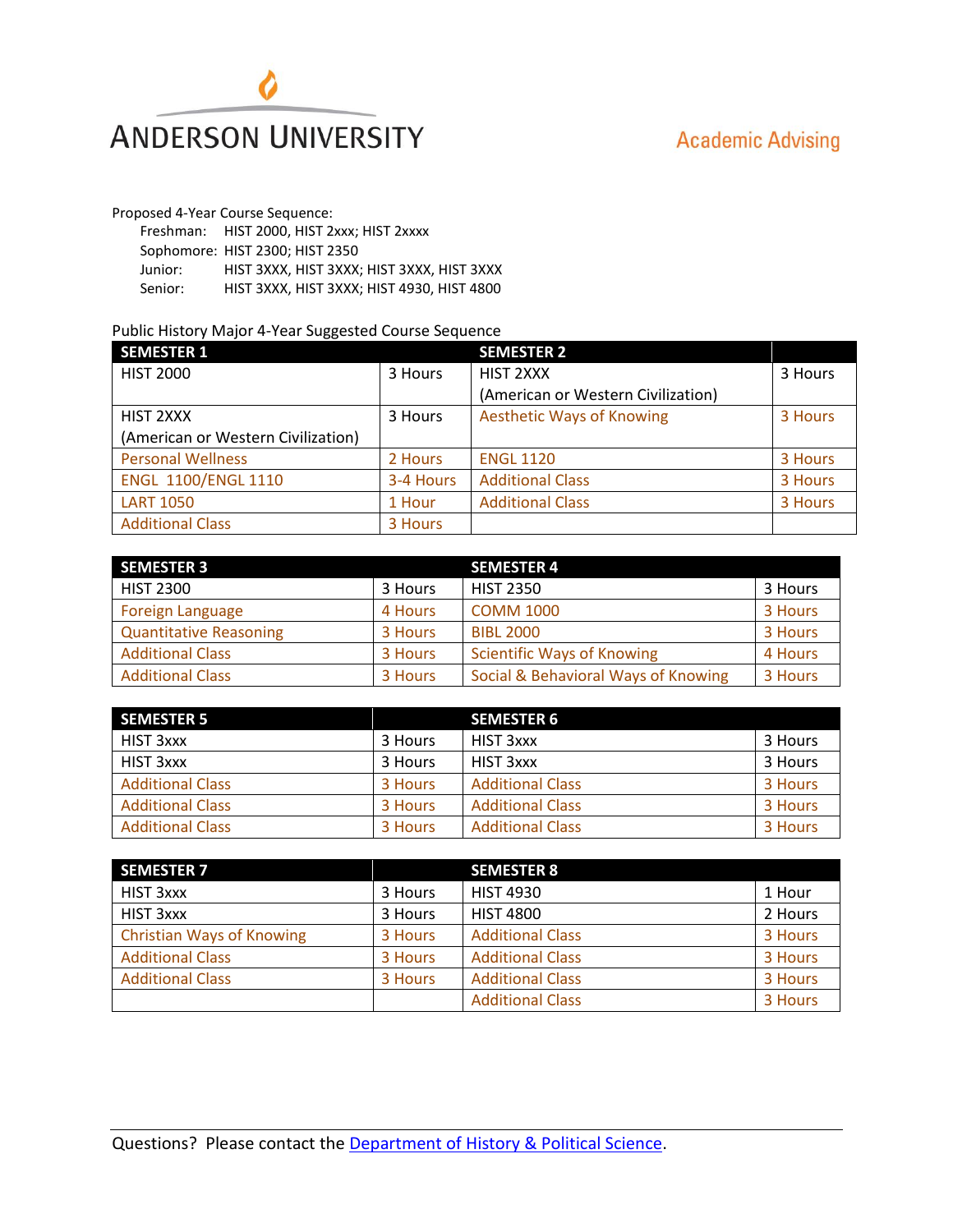ANDERSON UNIVERSITY

Academic Advising

Proposed 4-Year Course Sequence:

- Freshman: HIST 2000, HIST 2xxx; HIST 2xxxx
- Sophomore: HIST 2300; HIST 2350
- Junior: HIST 3XXX, HIST 3XXX; HIST 3XXX, HIST 3XXX
- Senior: HIST 3XXX, HIST 3XXX; HIST 4930, HIST 4800

Public History Major 4-Year Suggested Course Sequence

| SEMESTER 1 | | SEMESTER 2 | |
|---|---|---|---|
| HIST 2000 | 3 Hours | HIST 2XXX (American or Western Civilization) | 3 Hours |
| HIST 2XXX (American or Western Civilization) | 3 Hours | Aesthetic Ways of Knowing | 3 Hours |
| Personal Wellness | 2 Hours | ENGL 1120 | 3 Hours |
| ENGL 1100/ENGL 1110 | 3-4 Hours | Additional Class | 3 Hours |
| LART 1050 | 1 Hour | Additional Class | 3 Hours |
| Additional Class | 3 Hours | | |

| SEMESTER 3 | | SEMESTER 4 | |
|---|---|---|---|
| HIST 2300 | 3 Hours | HIST 2350 | 3 Hours |
| Foreign Language | 4 Hours | COMM 1000 | 3 Hours |
| Quantitative Reasoning | 3 Hours | BIBL 2000 | 3 Hours |
| Additional Class | 3 Hours | Scientific Ways of Knowing | 4 Hours |
| Additional Class | 3 Hours | Social & Behavioral Ways of Knowing | 3 Hours |

| SEMESTER 5 | | SEMESTER 6 | |
|---|---|---|---|
| HIST 3xxx | 3 Hours | HIST 3xxx | 3 Hours |
| HIST 3xxx | 3 Hours | HIST 3xxx | 3 Hours |
| Additional Class | 3 Hours | Additional Class | 3 Hours |
| Additional Class | 3 Hours | Additional Class | 3 Hours |
| Additional Class | 3 Hours | Additional Class | 3 Hours |

| SEMESTER 7 | | SEMESTER 8 | |
|---|---|---|---|
| HIST 3xxx | 3 Hours | HIST 4930 | 1 Hour |
| HIST 3xxx | 3 Hours | HIST 4800 | 2 Hours |
| Christian Ways of Knowing | 3 Hours | Additional Class | 3 Hours |
| Additional Class | 3 Hours | Additional Class | 3 Hours |
| Additional Class | 3 Hours | Additional Class | 3 Hours |
| | | Additional Class | 3 Hours |

Questions? Please contact the Department of History & Political Science.